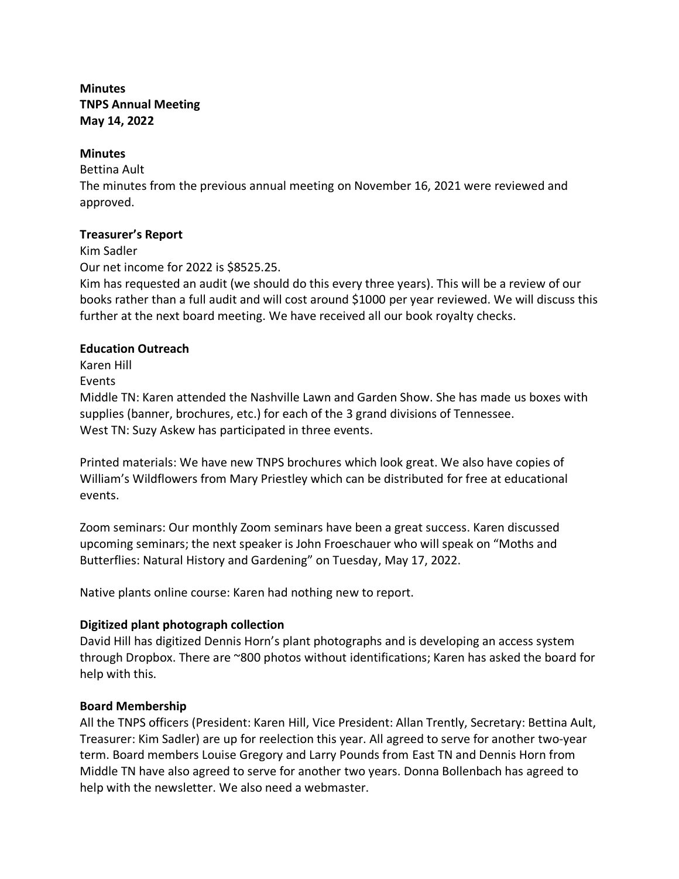**Minutes**
**TNPS Annual Meeting**
**May 14, 2022**

**Minutes**

Bettina Ault

The minutes from the previous annual meeting on November 16, 2021 were reviewed and approved.

**Treasurer's Report**

Kim Sadler

Our net income for 2022 is $8525.25.

Kim has requested an audit (we should do this every three years). This will be a review of our books rather than a full audit and will cost around $1000 per year reviewed. We will discuss this further at the next board meeting. We have received all our book royalty checks.

**Education Outreach**

Karen Hill

Events

Middle TN: Karen attended the Nashville Lawn and Garden Show. She has made us boxes with supplies (banner, brochures, etc.) for each of the 3 grand divisions of Tennessee.

West TN: Suzy Askew has participated in three events.

Printed materials: We have new TNPS brochures which look great. We also have copies of William's Wildflowers from Mary Priestley which can be distributed for free at educational events.

Zoom seminars: Our monthly Zoom seminars have been a great success. Karen discussed upcoming seminars; the next speaker is John Froeschauer who will speak on "Moths and Butterflies: Natural History and Gardening" on Tuesday, May 17, 2022.

Native plants online course: Karen had nothing new to report.

**Digitized plant photograph collection**

David Hill has digitized Dennis Horn's plant photographs and is developing an access system through Dropbox. There are ~800 photos without identifications; Karen has asked the board for help with this.

**Board Membership**

All the TNPS officers (President: Karen Hill, Vice President: Allan Trently, Secretary: Bettina Ault, Treasurer: Kim Sadler) are up for reelection this year. All agreed to serve for another two-year term. Board members Louise Gregory and Larry Pounds from East TN and Dennis Horn from Middle TN have also agreed to serve for another two years. Donna Bollenbach has agreed to help with the newsletter. We also need a webmaster.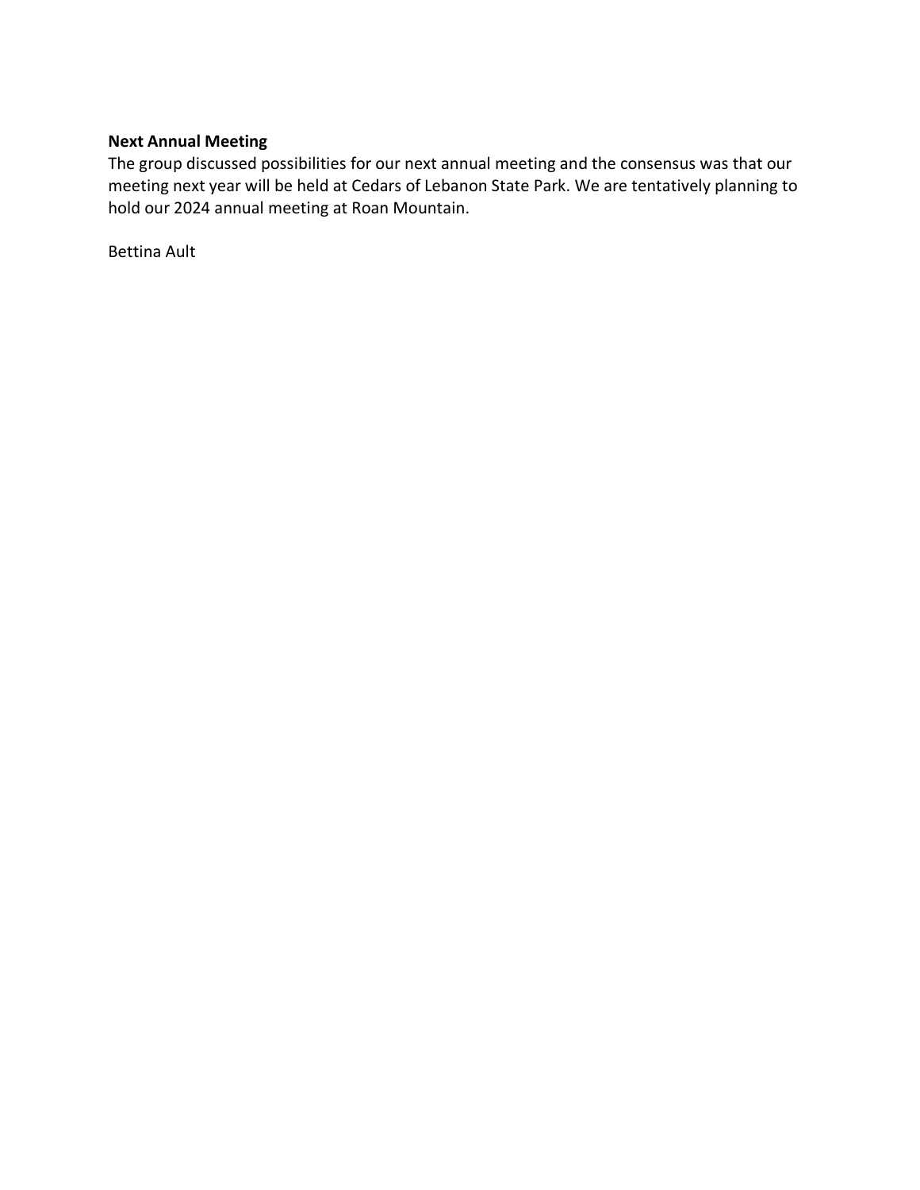**Next Annual Meeting**

The group discussed possibilities for our next annual meeting and the consensus was that our meeting next year will be held at Cedars of Lebanon State Park. We are tentatively planning to hold our 2024 annual meeting at Roan Mountain.

Bettina Ault